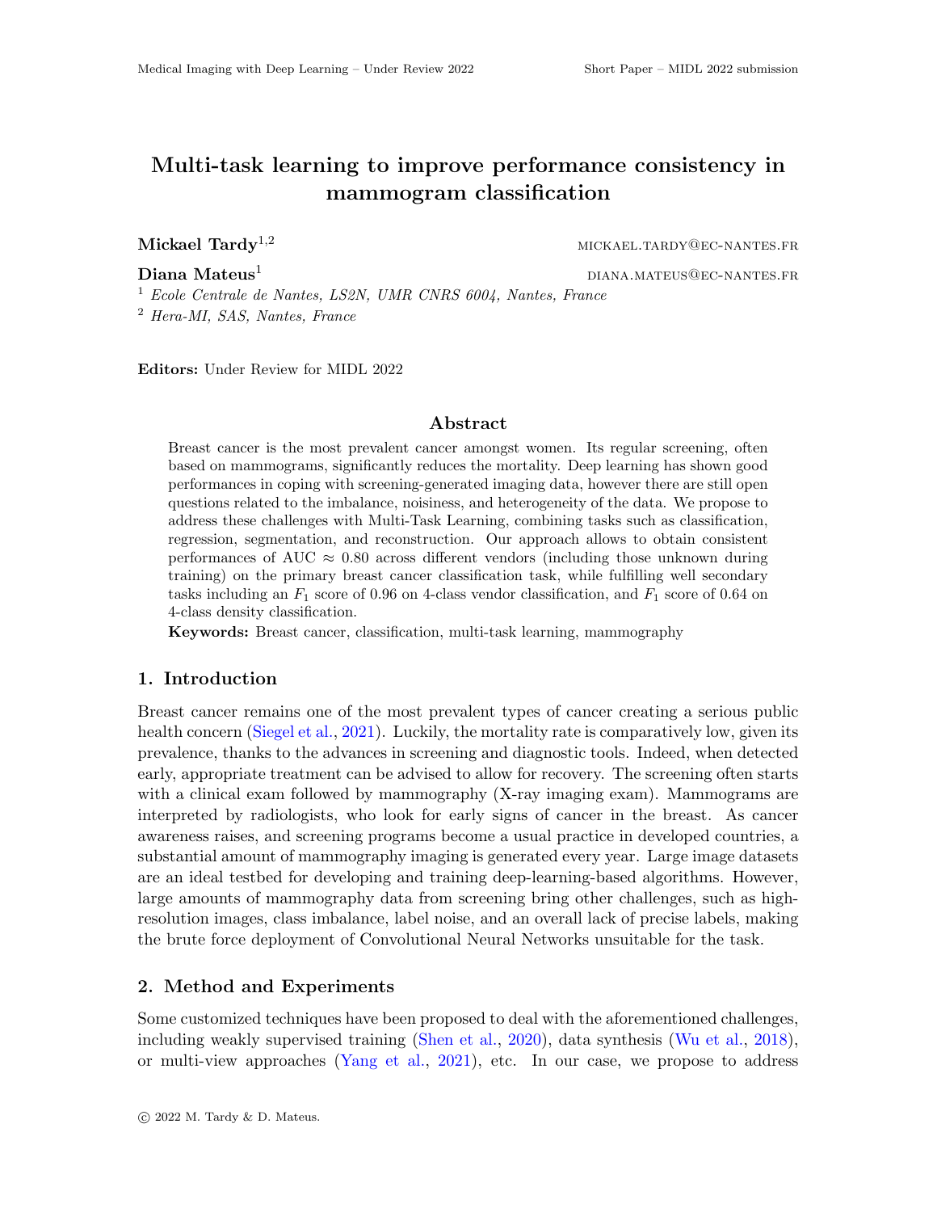# Multi-task learning to improve performance consistency in mammogram classification

**Mickael Tardy**[1,2] MICKAEL.TARDY@EC-NANTES.FR

**Diana Mateus**[1] DIANA.MATEUS@EC-NANTES.FR

[1] *Ecole Centrale de Nantes, LS2N, UMR CNRS 6004, Nantes, France*

[2] *Hera-MI, SAS, Nantes, France*

**Editors:** Under Review for MIDL 2022

## Abstract

Breast cancer is the most prevalent cancer amongst women. Its regular screening, often based on mammograms, significantly reduces the mortality. Deep learning has shown good performances in coping with screening-generated imaging data, however there are still open questions related to the imbalance, noisiness, and heterogeneity of the data. We propose to address these challenges with Multi-Task Learning, combining tasks such as classification, regression, segmentation, and reconstruction. Our approach allows to obtain consistent performances of AUC $\approx$ 0.80 across different vendors (including those unknown during training) on the primary breast cancer classification task, while fulfilling well secondary tasks including an $F_1$ score of 0.96 on 4-class vendor classification, and $F_1$ score of 0.64 on 4-class density classification.

**Keywords:** Breast cancer, classification, multi-task learning, mammography

## 1. Introduction

Breast cancer remains one of the most prevalent types of cancer creating a serious public health concern (Siegel et al., 2021). Luckily, the mortality rate is comparatively low, given its prevalence, thanks to the advances in screening and diagnostic tools. Indeed, when detected early, appropriate treatment can be advised to allow for recovery. The screening often starts with a clinical exam followed by mammography (X-ray imaging exam). Mammograms are interpreted by radiologists, who look for early signs of cancer in the breast. As cancer awareness raises, and screening programs become a usual practice in developed countries, a substantial amount of mammography imaging is generated every year. Large image datasets are an ideal testbed for developing and training deep-learning-based algorithms. However, large amounts of mammography data from screening bring other challenges, such as high-resolution images, class imbalance, label noise, and an overall lack of precise labels, making the brute force deployment of Convolutional Neural Networks unsuitable for the task.

## 2. Method and Experiments

Some customized techniques have been proposed to deal with the aforementioned challenges, including weakly supervised training (Shen et al., 2020), data synthesis (Wu et al., 2018), or multi-view approaches (Yang et al., 2021), etc. In our case, we propose to address

© 2022 M. Tardy & D. Mateus.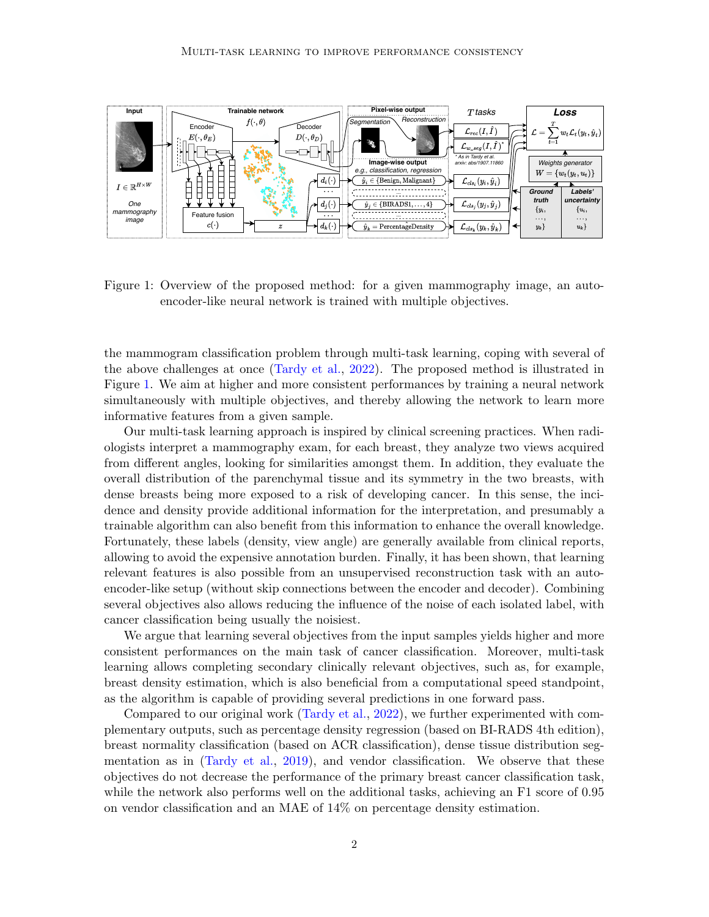Figure 1: Overview of the proposed method: for a given mammography image, an auto-encoder-like neural network is trained with multiple objectives.

the mammogram classification problem through multi-task learning, coping with several of the above challenges at once (Tardy et al., 2022). The proposed method is illustrated in Figure 1. We aim at higher and more consistent performances by training a neural network simultaneously with multiple objectives, and thereby allowing the network to learn more informative features from a given sample.

Our multi-task learning approach is inspired by clinical screening practices. When radiologists interpret a mammography exam, for each breast, they analyze two views acquired from different angles, looking for similarities amongst them. In addition, they evaluate the overall distribution of the parenchymal tissue and its symmetry in the two breasts, with dense breasts being more exposed to a risk of developing cancer. In this sense, the incidence and density provide additional information for the interpretation, and presumably a trainable algorithm can also benefit from this information to enhance the overall knowledge. Fortunately, these labels (density, view angle) are generally available from clinical reports, allowing to avoid the expensive annotation burden. Finally, it has been shown, that learning relevant features is also possible from an unsupervised reconstruction task with an auto-encoder-like setup (without skip connections between the encoder and decoder). Combining several objectives also allows reducing the influence of the noise of each isolated label, with cancer classification being usually the noisiest.

We argue that learning several objectives from the input samples yields higher and more consistent performances on the main task of cancer classification. Moreover, multi-task learning allows completing secondary clinically relevant objectives, such as, for example, breast density estimation, which is also beneficial from a computational speed standpoint, as the algorithm is capable of providing several predictions in one forward pass.

Compared to our original work (Tardy et al., 2022), we further experimented with complementary outputs, such as percentage density regression (based on BI-RADS 4th edition), breast normality classification (based on ACR classification), dense tissue distribution segmentation as in (Tardy et al., 2019), and vendor classification. We observe that these objectives do not decrease the performance of the primary breast cancer classification task, while the network also performs well on the additional tasks, achieving an F1 score of 0.95 on vendor classification and an MAE of 14% on percentage density estimation.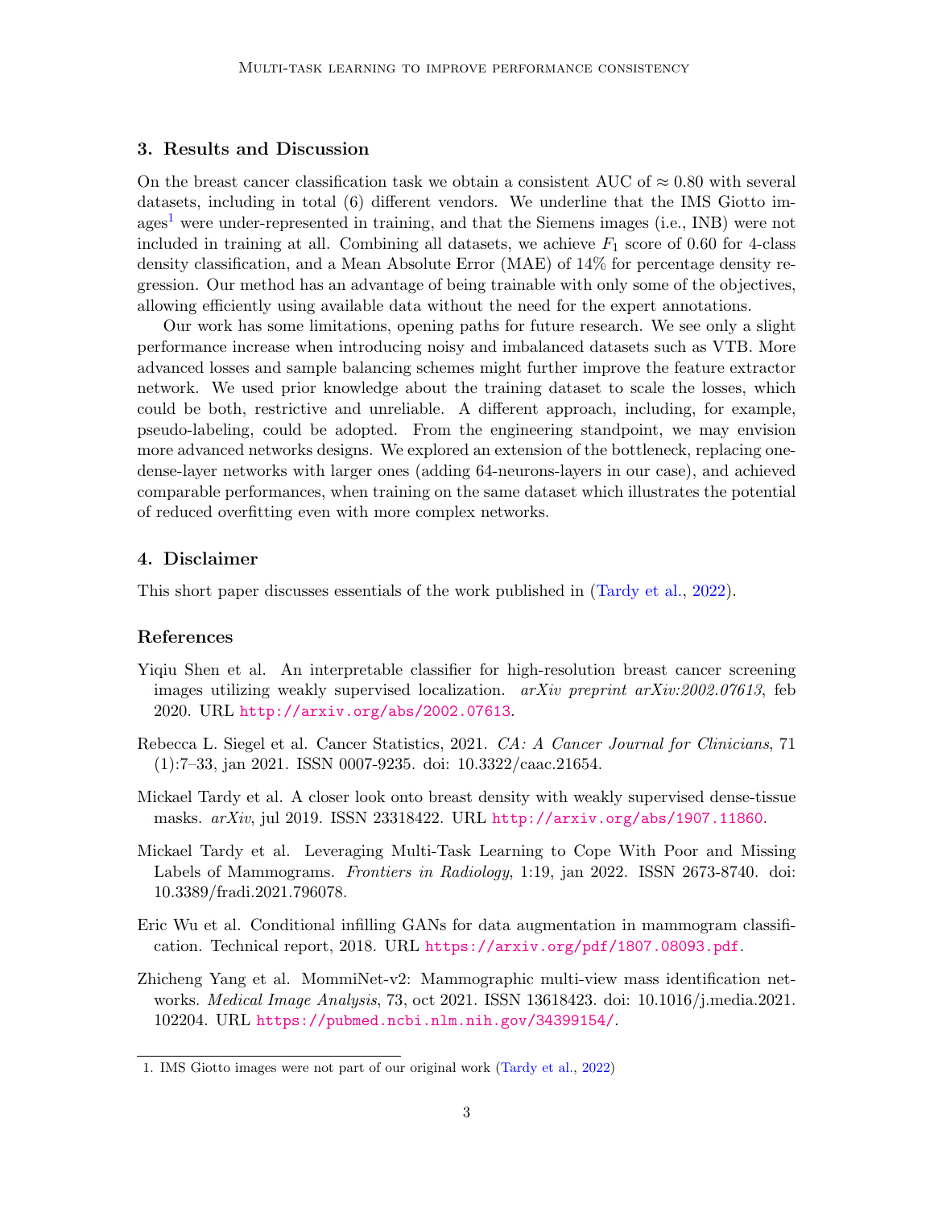## 3. Results and Discussion

On the breast cancer classification task we obtain a consistent AUC of $\approx 0.80$ with several datasets, including in total (6) different vendors. We underline that the IMS Giotto images[1] were under-represented in training, and that the Siemens images (i.e., INB) were not included in training at all. Combining all datasets, we achieve $F_1$ score of 0.60 for 4-class density classification, and a Mean Absolute Error (MAE) of 14% for percentage density regression. Our method has an advantage of being trainable with only some of the objectives, allowing efficiently using available data without the need for the expert annotations.

Our work has some limitations, opening paths for future research. We see only a slight performance increase when introducing noisy and imbalanced datasets such as VTB. More advanced losses and sample balancing schemes might further improve the feature extractor network. We used prior knowledge about the training dataset to scale the losses, which could be both, restrictive and unreliable. A different approach, including, for example, pseudo-labeling, could be adopted. From the engineering standpoint, we may envision more advanced networks designs. We explored an extension of the bottleneck, replacing one-dense-layer networks with larger ones (adding 64-neurons-layers in our case), and achieved comparable performances, when training on the same dataset which illustrates the potential of reduced overfitting even with more complex networks.

## 4. Disclaimer

This short paper discusses essentials of the work published in (Tardy et al., 2022).

## References

Yiqiu Shen et al. An interpretable classifier for high-resolution breast cancer screening images utilizing weakly supervised localization. *arXiv preprint arXiv:2002.07613*, feb 2020. URL http://arxiv.org/abs/2002.07613.

Rebecca L. Siegel et al. Cancer Statistics, 2021. *CA: A Cancer Journal for Clinicians*, 71 (1):7–33, jan 2021. ISSN 0007-9235. doi: 10.3322/caac.21654.

Mickael Tardy et al. A closer look onto breast density with weakly supervised dense-tissue masks. *arXiv*, jul 2019. ISSN 23318422. URL http://arxiv.org/abs/1907.11860.

Mickael Tardy et al. Leveraging Multi-Task Learning to Cope With Poor and Missing Labels of Mammograms. *Frontiers in Radiology*, 1:19, jan 2022. ISSN 2673-8740. doi: 10.3389/fradi.2021.796078.

Eric Wu et al. Conditional infilling GANs for data augmentation in mammogram classification. Technical report, 2018. URL https://arxiv.org/pdf/1807.08093.pdf.

Zhicheng Yang et al. MommiNet-v2: Mammographic multi-view mass identification networks. *Medical Image Analysis*, 73, oct 2021. ISSN 13618423. doi: 10.1016/j.media.2021.102204. URL https://pubmed.ncbi.nlm.nih.gov/34399154/.

---

1. IMS Giotto images were not part of our original work (Tardy et al., 2022)